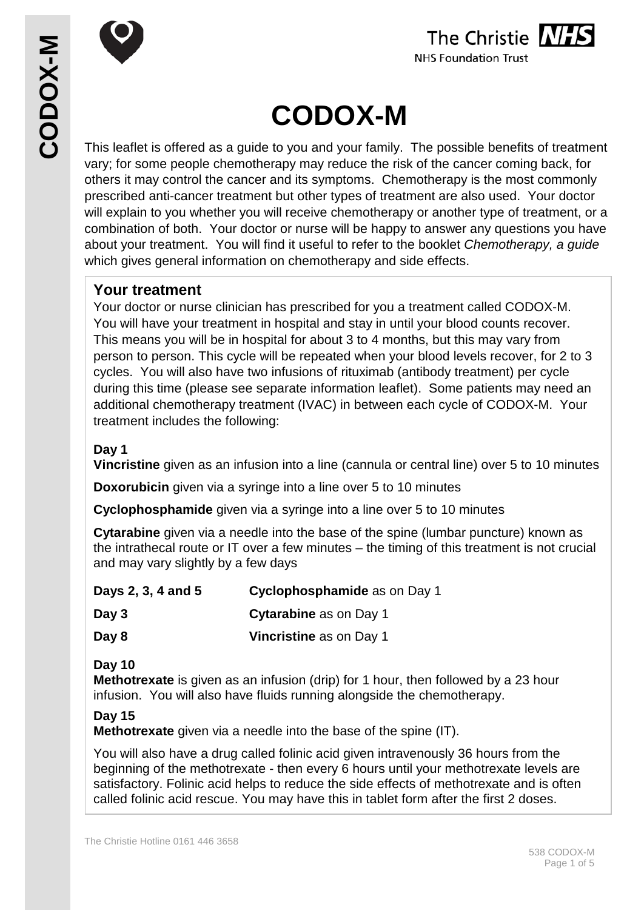# CODOX-M

This leaflet is offered as a guide to you and your family. The possible benefits of treatment vary; for some people chemotherapy may reduce the risk of the cancer coming back, for others it may control the cancer and its symptoms. Chemotherapy is the most commonly prescribed anti-cancer treatment but other types of treatment are also used. Your doctor will explain to you whether you will receive chemotherapy or another type of treatment, or a combination of both. Your doctor or nurse will be happy to answer any questions you have about your treatment. You will find it useful to refer to the booklet *Chemotherapy, a guide* which gives general information on chemotherapy and side effects.

## Your treatment

Your doctor or nurse clinician has prescribed for you a treatment called CODOX-M. You will have your treatment in hospital and stay in until your blood counts recover. This means you will be in hospital for about 3 to 4 months, but this may vary from person to person. This cycle will be repeated when your blood levels recover, for 2 to 3 cycles. You will also have two infusions of rituximab (antibody treatment) per cycle during this time (please see separate information leaflet). Some patients may need an additional chemotherapy treatment (IVAC) in between each cycle of CODOX-M. Your treatment includes the following:

**Day 1**

**Vincristine** given as an infusion into a line (cannula or central line) over 5 to 10 minutes

**Doxorubicin** given via a syringe into a line over 5 to 10 minutes

**Cyclophosphamide** given via a syringe into a line over 5 to 10 minutes

**Cytarabine** given via a needle into the base of the spine (lumbar puncture) known as the intrathecal route or IT over a few minutes – the timing of this treatment is not crucial and may vary slightly by a few days

| | |
|---|---|
| **Days 2, 3, 4 and 5** | **Cyclophosphamide** as on Day 1 |
| **Day 3** | **Cytarabine** as on Day 1 |
| **Day 8** | **Vincristine** as on Day 1 |

**Day 10**

**Methotrexate** is given as an infusion (drip) for 1 hour, then followed by a 23 hour infusion. You will also have fluids running alongside the chemotherapy.

**Day 15**

**Methotrexate** given via a needle into the base of the spine (IT).

You will also have a drug called folinic acid given intravenously 36 hours from the beginning of the methotrexate - then every 6 hours until your methotrexate levels are satisfactory. Folinic acid helps to reduce the side effects of methotrexate and is often called folinic acid rescue. You may have this in tablet form after the first 2 doses.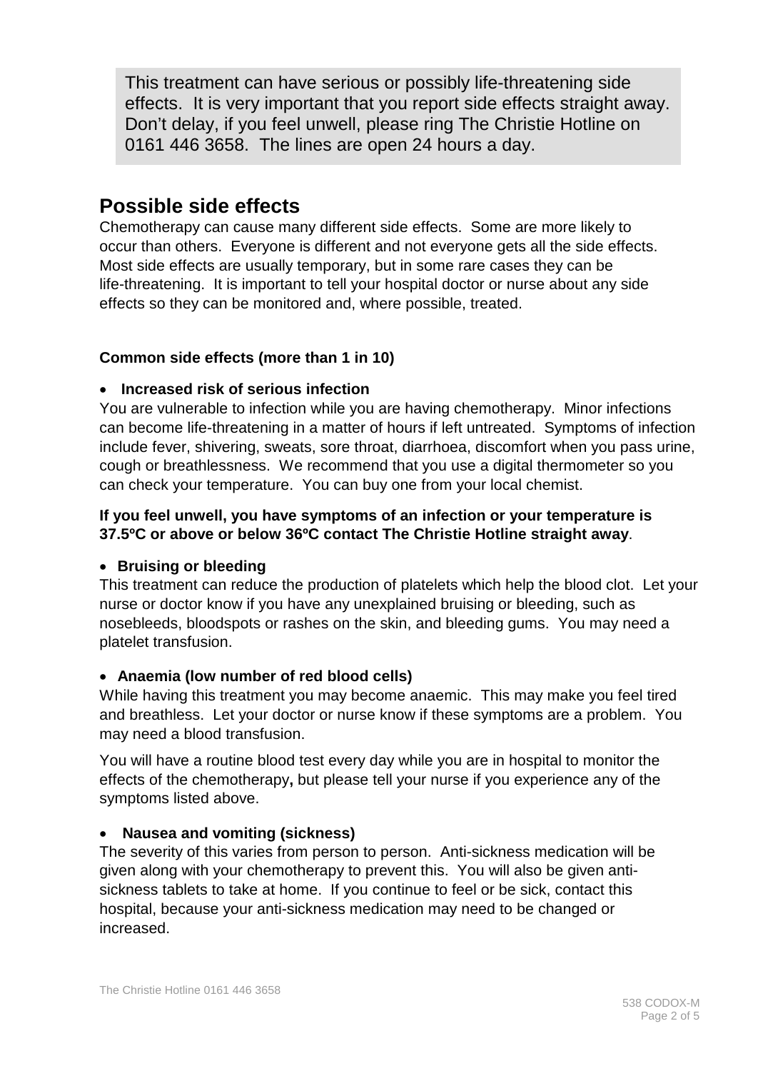This treatment can have serious or possibly life-threatening side effects. It is very important that you report side effects straight away. Don't delay, if you feel unwell, please ring The Christie Hotline on 0161 446 3658. The lines are open 24 hours a day.

## Possible side effects

Chemotherapy can cause many different side effects. Some are more likely to occur than others. Everyone is different and not everyone gets all the side effects. Most side effects are usually temporary, but in some rare cases they can be life-threatening. It is important to tell your hospital doctor or nurse about any side effects so they can be monitored and, where possible, treated.

**Common side effects (more than 1 in 10)**

- **Increased risk of serious infection**

You are vulnerable to infection while you are having chemotherapy. Minor infections can become life-threatening in a matter of hours if left untreated. Symptoms of infection include fever, shivering, sweats, sore throat, diarrhoea, discomfort when you pass urine, cough or breathlessness. We recommend that you use a digital thermometer so you can check your temperature. You can buy one from your local chemist.

**If you feel unwell, you have symptoms of an infection or your temperature is 37.5ºC or above or below 36ºC contact The Christie Hotline straight away**.

- **Bruising or bleeding**

This treatment can reduce the production of platelets which help the blood clot. Let your nurse or doctor know if you have any unexplained bruising or bleeding, such as nosebleeds, bloodspots or rashes on the skin, and bleeding gums. You may need a platelet transfusion.

- **Anaemia (low number of red blood cells)**

While having this treatment you may become anaemic. This may make you feel tired and breathless. Let your doctor or nurse know if these symptoms are a problem. You may need a blood transfusion.

You will have a routine blood test every day while you are in hospital to monitor the effects of the chemotherapy**,** but please tell your nurse if you experience any of the symptoms listed above.

- **Nausea and vomiting (sickness)**

The severity of this varies from person to person. Anti-sickness medication will be given along with your chemotherapy to prevent this. You will also be given anti-sickness tablets to take at home. If you continue to feel or be sick, contact this hospital, because your anti-sickness medication may need to be changed or increased.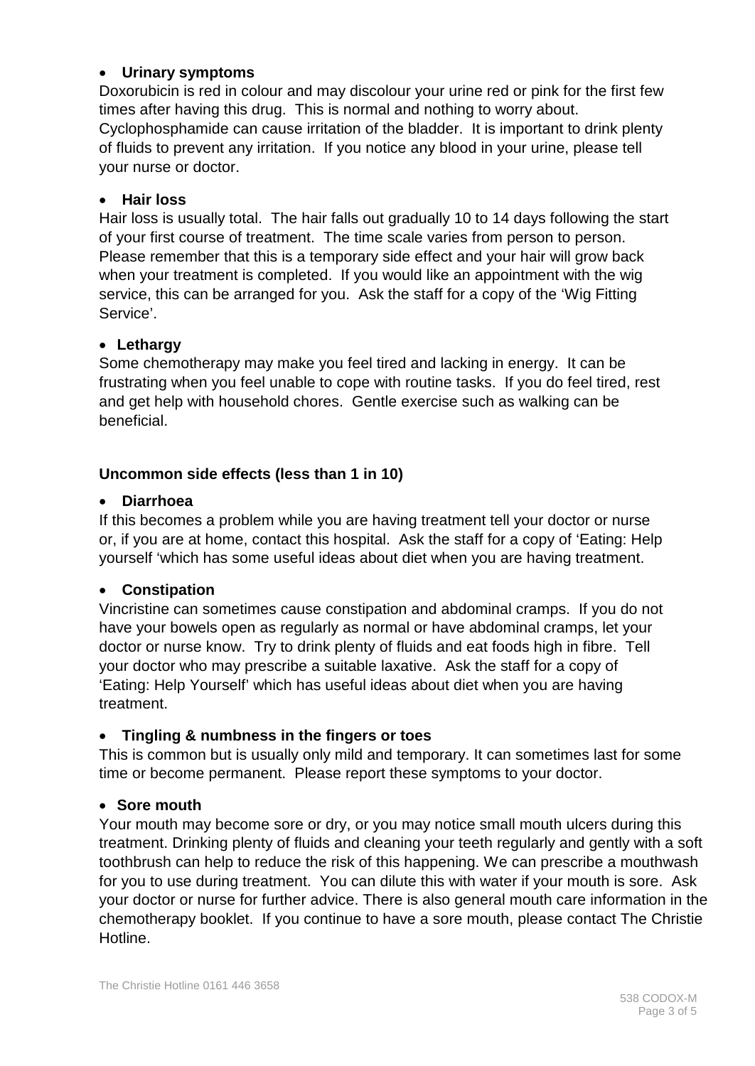- **Urinary symptoms**

Doxorubicin is red in colour and may discolour your urine red or pink for the first few times after having this drug. This is normal and nothing to worry about. Cyclophosphamide can cause irritation of the bladder. It is important to drink plenty of fluids to prevent any irritation. If you notice any blood in your urine, please tell your nurse or doctor.

- **Hair loss**

Hair loss is usually total. The hair falls out gradually 10 to 14 days following the start of your first course of treatment. The time scale varies from person to person. Please remember that this is a temporary side effect and your hair will grow back when your treatment is completed. If you would like an appointment with the wig service, this can be arranged for you. Ask the staff for a copy of the 'Wig Fitting Service'.

- **Lethargy**

Some chemotherapy may make you feel tired and lacking in energy. It can be frustrating when you feel unable to cope with routine tasks. If you do feel tired, rest and get help with household chores. Gentle exercise such as walking can be beneficial.

**Uncommon side effects (less than 1 in 10)**

- **Diarrhoea**

If this becomes a problem while you are having treatment tell your doctor or nurse or, if you are at home, contact this hospital. Ask the staff for a copy of 'Eating: Help yourself 'which has some useful ideas about diet when you are having treatment.

- **Constipation**

Vincristine can sometimes cause constipation and abdominal cramps. If you do not have your bowels open as regularly as normal or have abdominal cramps, let your doctor or nurse know. Try to drink plenty of fluids and eat foods high in fibre. Tell your doctor who may prescribe a suitable laxative. Ask the staff for a copy of 'Eating: Help Yourself' which has useful ideas about diet when you are having treatment.

- **Tingling & numbness in the fingers or toes**

This is common but is usually only mild and temporary. It can sometimes last for some time or become permanent. Please report these symptoms to your doctor.

- **Sore mouth**

Your mouth may become sore or dry, or you may notice small mouth ulcers during this treatment. Drinking plenty of fluids and cleaning your teeth regularly and gently with a soft toothbrush can help to reduce the risk of this happening. We can prescribe a mouthwash for you to use during treatment. You can dilute this with water if your mouth is sore. Ask your doctor or nurse for further advice. There is also general mouth care information in the chemotherapy booklet. If you continue to have a sore mouth, please contact The Christie Hotline.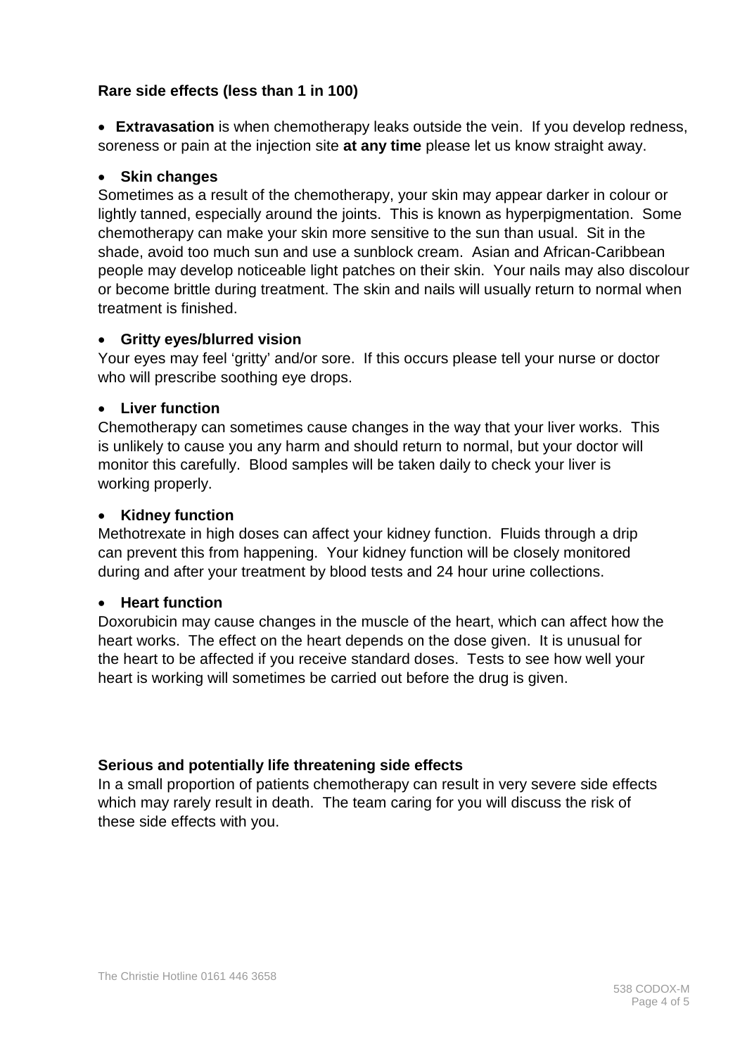**Rare side effects (less than 1 in 100)**

- **Extravasation** is when chemotherapy leaks outside the vein. If you develop redness, soreness or pain at the injection site **at any time** please let us know straight away.

- **Skin changes**

Sometimes as a result of the chemotherapy, your skin may appear darker in colour or lightly tanned, especially around the joints. This is known as hyperpigmentation. Some chemotherapy can make your skin more sensitive to the sun than usual. Sit in the shade, avoid too much sun and use a sunblock cream. Asian and African-Caribbean people may develop noticeable light patches on their skin. Your nails may also discolour or become brittle during treatment. The skin and nails will usually return to normal when treatment is finished.

- **Gritty eyes/blurred vision**

Your eyes may feel 'gritty' and/or sore. If this occurs please tell your nurse or doctor who will prescribe soothing eye drops.

- **Liver function**

Chemotherapy can sometimes cause changes in the way that your liver works. This is unlikely to cause you any harm and should return to normal, but your doctor will monitor this carefully. Blood samples will be taken daily to check your liver is working properly.

- **Kidney function**

Methotrexate in high doses can affect your kidney function. Fluids through a drip can prevent this from happening. Your kidney function will be closely monitored during and after your treatment by blood tests and 24 hour urine collections.

- **Heart function**

Doxorubicin may cause changes in the muscle of the heart, which can affect how the heart works. The effect on the heart depends on the dose given. It is unusual for the heart to be affected if you receive standard doses. Tests to see how well your heart is working will sometimes be carried out before the drug is given.

**Serious and potentially life threatening side effects**

In a small proportion of patients chemotherapy can result in very severe side effects which may rarely result in death. The team caring for you will discuss the risk of these side effects with you.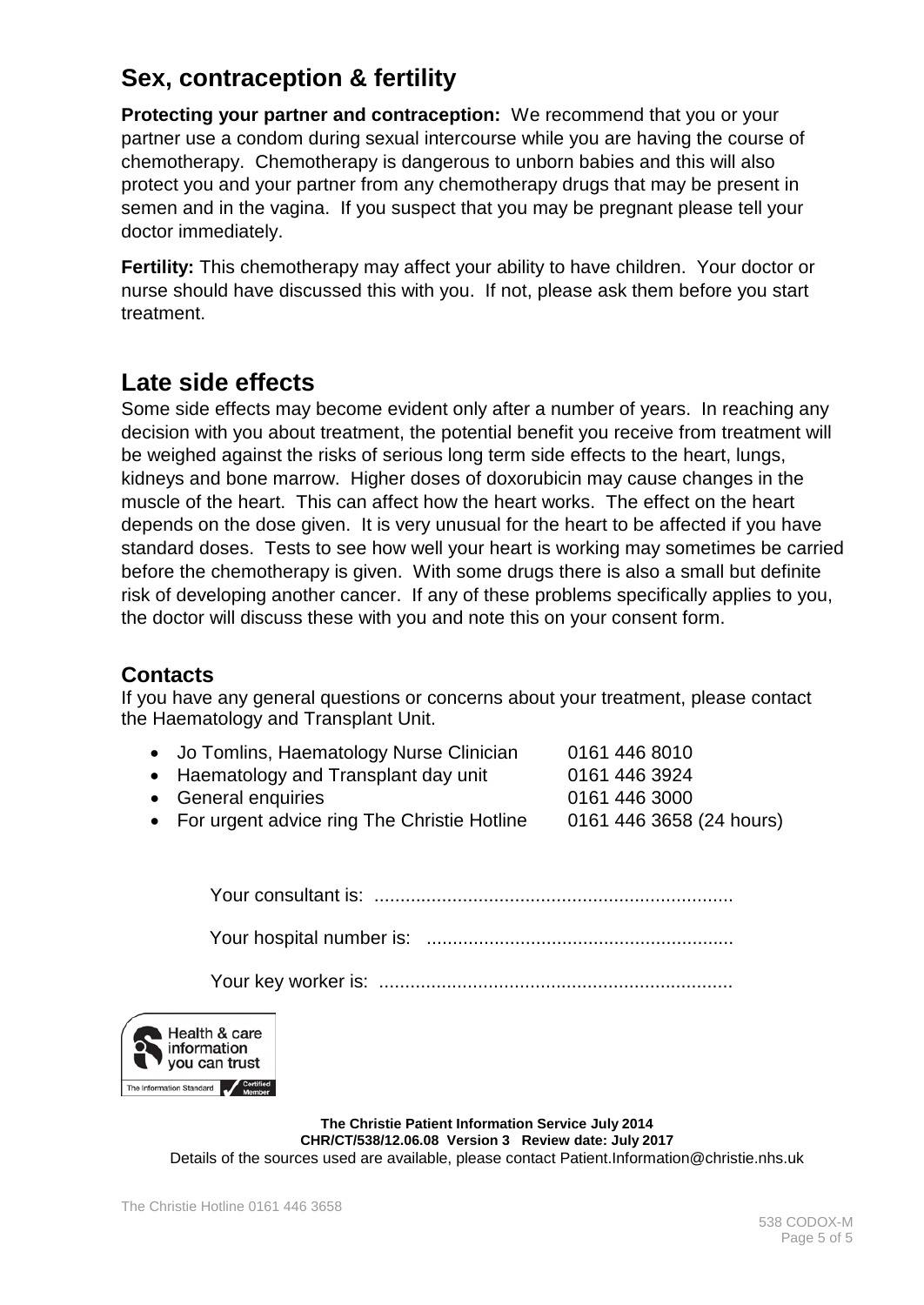## Sex, contraception & fertility

**Protecting your partner and contraception:** We recommend that you or your partner use a condom during sexual intercourse while you are having the course of chemotherapy. Chemotherapy is dangerous to unborn babies and this will also protect you and your partner from any chemotherapy drugs that may be present in semen and in the vagina. If you suspect that you may be pregnant please tell your doctor immediately.

**Fertility:** This chemotherapy may affect your ability to have children. Your doctor or nurse should have discussed this with you. If not, please ask them before you start treatment.

## Late side effects

Some side effects may become evident only after a number of years. In reaching any decision with you about treatment, the potential benefit you receive from treatment will be weighed against the risks of serious long term side effects to the heart, lungs, kidneys and bone marrow. Higher doses of doxorubicin may cause changes in the muscle of the heart. This can affect how the heart works. The effect on the heart depends on the dose given. It is very unusual for the heart to be affected if you have standard doses. Tests to see how well your heart is working may sometimes be carried before the chemotherapy is given. With some drugs there is also a small but definite risk of developing another cancer. If any of these problems specifically applies to you, the doctor will discuss these with you and note this on your consent form.

### Contacts

If you have any general questions or concerns about your treatment, please contact the Haematology and Transplant Unit.

- Jo Tomlins, Haematology Nurse Clinician 0161 446 8010
- Haematology and Transplant day unit 0161 446 3924
- General enquiries 0161 446 3000
- For urgent advice ring The Christie Hotline 0161 446 3658 (24 hours)

Your consultant is: ....................................................................

Your hospital number is: ..........................................................

Your key worker is: ...................................................................

Health & care information you can trust
The Information Standard Certified Member

**The Christie Patient Information Service July 2014**
**CHR/CT/538/12.06.08 Version 3 Review date: July 2017**
Details of the sources used are available, please contact Patient.Information@christie.nhs.uk